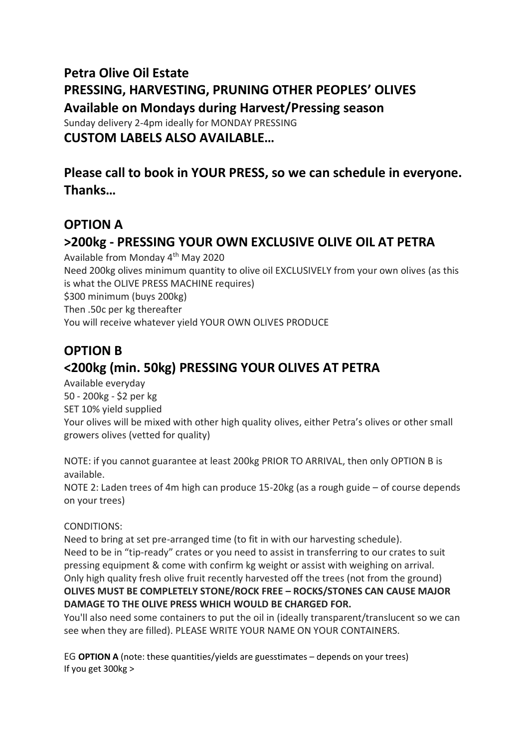# Petra Olive Oil Estate

# PRESSING, HARVESTING, PRUNING OTHER PEOPLES' OLIVES

## Available on Mondays during Harvest/Pressing season

Sunday delivery 2-4pm ideally for MONDAY PRESSING

## CUSTOM LABELS ALSO AVAILABLE…

## Please call to book in YOUR PRESS, so we can schedule in everyone. Thanks…

## OPTION A

## >200kg - PRESSING YOUR OWN EXCLUSIVE OLIVE OIL AT PETRA

Available from Monday 4th May 2020

Need 200kg olives minimum quantity to olive oil EXCLUSIVELY from your own olives (as this is what the OLIVE PRESS MACHINE requires)

$300 minimum (buys 200kg)

Then .50c per kg thereafter

You will receive whatever yield YOUR OWN OLIVES PRODUCE

## OPTION B

## <200kg (min. 50kg) PRESSING YOUR OLIVES AT PETRA

Available everyday

50 - 200kg - $2 per kg

SET 10% yield supplied

Your olives will be mixed with other high quality olives, either Petra's olives or other small growers olives (vetted for quality)

NOTE: if you cannot guarantee at least 200kg PRIOR TO ARRIVAL, then only OPTION B is available.

NOTE 2: Laden trees of 4m high can produce 15-20kg (as a rough guide – of course depends on your trees)

CONDITIONS:

Need to bring at set pre-arranged time (to fit in with our harvesting schedule).

Need to be in "tip-ready" crates or you need to assist in transferring to our crates to suit pressing equipment & come with confirm kg weight or assist with weighing on arrival.

Only high quality fresh olive fruit recently harvested off the trees (not from the ground)

**OLIVES MUST BE COMPLETELY STONE/ROCK FREE – ROCKS/STONES CAN CAUSE MAJOR DAMAGE TO THE OLIVE PRESS WHICH WOULD BE CHARGED FOR.**

You'll also need some containers to put the oil in (ideally transparent/translucent so we can see when they are filled). PLEASE WRITE YOUR NAME ON YOUR CONTAINERS.

EG **OPTION A** (note: these quantities/yields are guesstimates – depends on your trees)

If you get 300kg >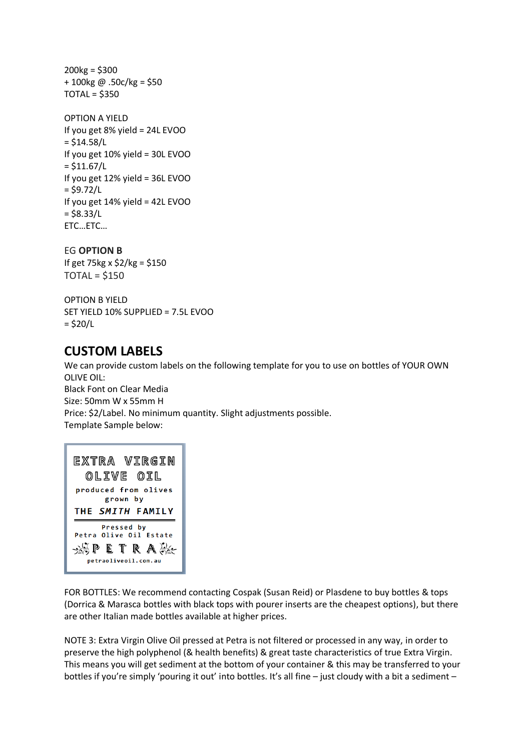200kg = $300
+ 100kg @ .50c/kg = $50
TOTAL = $350

OPTION A YIELD
If you get 8% yield = 24L EVOO
= $14.58/L
If you get 10% yield = 30L EVOO
= $11.67/L
If you get 12% yield = 36L EVOO
= $9.72/L
If you get 14% yield = 42L EVOO
= $8.33/L
ETC…ETC…

EG **OPTION B**
If get 75kg x $2/kg = $150
TOTAL = $150

OPTION B YIELD
SET YIELD 10% SUPPLIED = 7.5L EVOO
= $20/L

## CUSTOM LABELS

We can provide custom labels on the following template for you to use on bottles of YOUR OWN OLIVE OIL:
Black Font on Clear Media
Size: 50mm W x 55mm H
Price: $2/Label. No minimum quantity. Slight adjustments possible.
Template Sample below:

EXTRA VIRGIN
OLIVE OIL
produced from olives
grown by
THE *SMITH* FAMILY

Pressed by
Petra Olive Oil Estate
PETRA
petraoliveoil.com.au

FOR BOTTLES: We recommend contacting Cospak (Susan Reid) or Plasdene to buy bottles & tops (Dorrica & Marasca bottles with black tops with pourer inserts are the cheapest options), but there are other Italian made bottles available at higher prices.

NOTE 3: Extra Virgin Olive Oil pressed at Petra is not filtered or processed in any way, in order to preserve the high polyphenol (& health benefits) & great taste characteristics of true Extra Virgin. This means you will get sediment at the bottom of your container & this may be transferred to your bottles if you're simply 'pouring it out' into bottles. It's all fine – just cloudy with a bit a sediment –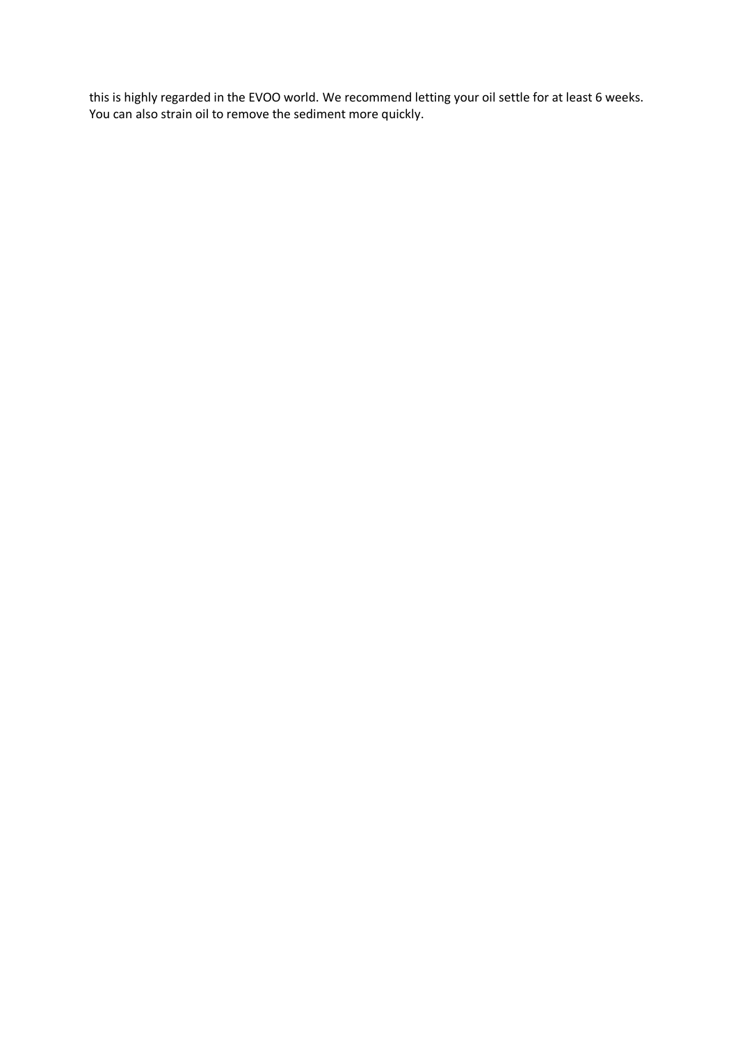this is highly regarded in the EVOO world. We recommend letting your oil settle for at least 6 weeks. You can also strain oil to remove the sediment more quickly.